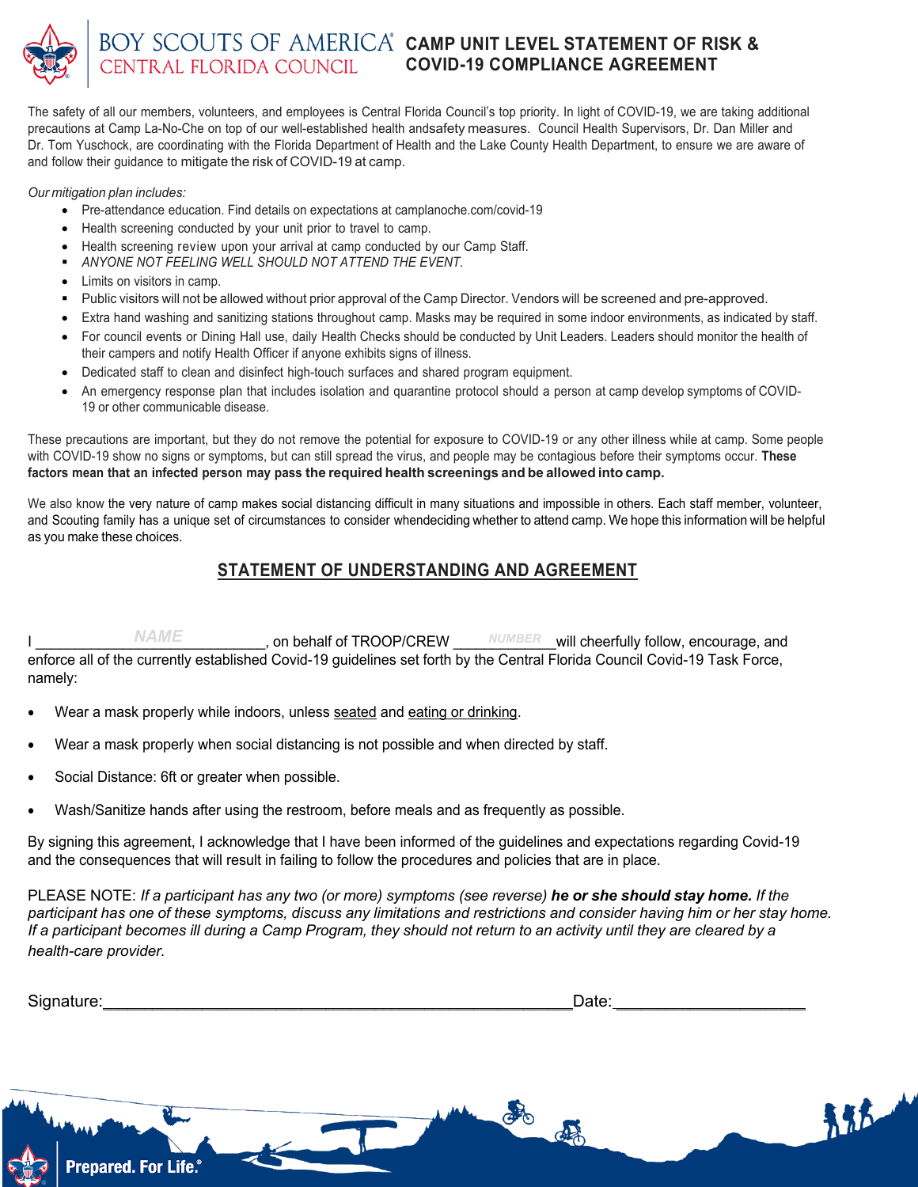BOY SCOUTS OF AMERICA®
CENTRAL FLORIDA COUNCIL

# CAMP UNIT LEVEL STATEMENT OF RISK & COVID-19 COMPLIANCE AGREEMENT

The safety of all our members, volunteers, and employees is Central Florida Council's top priority. In light of COVID-19, we are taking additional precautions at Camp La-No-Che on top of our well-established health andsafety measures. Council Health Supervisors, Dr. Dan Miller and Dr. Tom Yuschock, are coordinating with the Florida Department of Health and the Lake County Health Department, to ensure we are aware of and follow their guidance to mitigate the risk of COVID-19 at camp.

*Our mitigation plan includes:*

- Pre-attendance education. Find details on expectations at camplanoche.com/covid-19
- Health screening conducted by your unit prior to travel to camp.
- Health screening review upon your arrival at camp conducted by our Camp Staff.
- *ANYONE NOT FEELING WELL SHOULD NOT ATTEND THE EVENT.*
- Limits on visitors in camp.
- Public visitors will not be allowed without prior approval of the Camp Director. Vendors will be screened and pre-approved.
- Extra hand washing and sanitizing stations throughout camp. Masks may be required in some indoor environments, as indicated by staff.
- For council events or Dining Hall use, daily Health Checks should be conducted by Unit Leaders. Leaders should monitor the health of their campers and notify Health Officer if anyone exhibits signs of illness.
- Dedicated staff to clean and disinfect high-touch surfaces and shared program equipment.
- An emergency response plan that includes isolation and quarantine protocol should a person at camp develop symptoms of COVID-19 or other communicable disease.

These precautions are important, but they do not remove the potential for exposure to COVID-19 or any other illness while at camp. Some people with COVID-19 show no signs or symptoms, but can still spread the virus, and people may be contagious before their symptoms occur. **These factors mean that an infected person may pass the required health screenings and be allowed into camp.**

We also know the very nature of camp makes social distancing difficult in many situations and impossible in others. Each staff member, volunteer, and Scouting family has a unique set of circumstances to consider whendeciding whether to attend camp. We hope this information will be helpful as you make these choices.

## STATEMENT OF UNDERSTANDING AND AGREEMENT

I ______NAME______, on behalf of TROOP/CREW ___NUMBER___ will cheerfully follow, encourage, and enforce all of the currently established Covid-19 guidelines set forth by the Central Florida Council Covid-19 Task Force, namely:

- Wear a mask properly while indoors, unless seated and eating or drinking.
- Wear a mask properly when social distancing is not possible and when directed by staff.
- Social Distance: 6ft or greater when possible.
- Wash/Sanitize hands after using the restroom, before meals and as frequently as possible.

By signing this agreement, I acknowledge that I have been informed of the guidelines and expectations regarding Covid-19 and the consequences that will result in failing to follow the procedures and policies that are in place.

PLEASE NOTE: *If a participant has any two (or more) symptoms (see reverse)* ***he or she should stay home.*** *If the participant has one of these symptoms, discuss any limitations and restrictions and consider having him or her stay home. If a participant becomes ill during a Camp Program, they should not return to an activity until they are cleared by a health-care provider.*

Signature:______________________________ Date:____________________

Prepared. For Life.®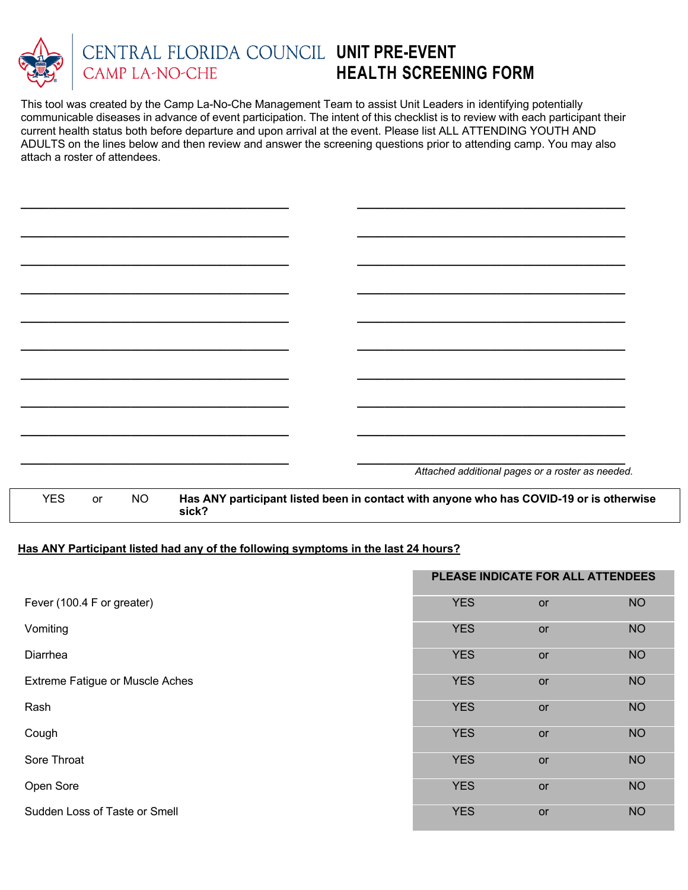CENTRAL FLORIDA COUNCIL
CAMP LA-NO-CHE

# UNIT PRE-EVENT HEALTH SCREENING FORM

This tool was created by the Camp La-No-Che Management Team to assist Unit Leaders in identifying potentially communicable diseases in advance of event participation. The intent of this checklist is to review with each participant their current health status both before departure and upon arrival at the event. Please list ALL ATTENDING YOUTH AND ADULTS on the lines below and then review and answer the screening questions prior to attending camp. You may also attach a roster of attendees.

\_\_\_\_\_\_\_\_\_\_\_\_\_\_\_\_\_\_\_\_\_\_\_\_\_\_\_\_\_\_\_\_\_\_\_\_\_\_\_\_ \_\_\_\_\_\_\_\_\_\_\_\_\_\_\_\_\_\_\_\_\_\_\_\_\_\_\_\_\_\_\_\_\_\_\_\_\_\_\_\_

\_\_\_\_\_\_\_\_\_\_\_\_\_\_\_\_\_\_\_\_\_\_\_\_\_\_\_\_\_\_\_\_\_\_\_\_\_\_\_\_ \_\_\_\_\_\_\_\_\_\_\_\_\_\_\_\_\_\_\_\_\_\_\_\_\_\_\_\_\_\_\_\_\_\_\_\_\_\_\_\_

\_\_\_\_\_\_\_\_\_\_\_\_\_\_\_\_\_\_\_\_\_\_\_\_\_\_\_\_\_\_\_\_\_\_\_\_\_\_\_\_ \_\_\_\_\_\_\_\_\_\_\_\_\_\_\_\_\_\_\_\_\_\_\_\_\_\_\_\_\_\_\_\_\_\_\_\_\_\_\_\_

\_\_\_\_\_\_\_\_\_\_\_\_\_\_\_\_\_\_\_\_\_\_\_\_\_\_\_\_\_\_\_\_\_\_\_\_\_\_\_\_ \_\_\_\_\_\_\_\_\_\_\_\_\_\_\_\_\_\_\_\_\_\_\_\_\_\_\_\_\_\_\_\_\_\_\_\_\_\_\_\_

\_\_\_\_\_\_\_\_\_\_\_\_\_\_\_\_\_\_\_\_\_\_\_\_\_\_\_\_\_\_\_\_\_\_\_\_\_\_\_\_ \_\_\_\_\_\_\_\_\_\_\_\_\_\_\_\_\_\_\_\_\_\_\_\_\_\_\_\_\_\_\_\_\_\_\_\_\_\_\_\_

\_\_\_\_\_\_\_\_\_\_\_\_\_\_\_\_\_\_\_\_\_\_\_\_\_\_\_\_\_\_\_\_\_\_\_\_\_\_\_\_ \_\_\_\_\_\_\_\_\_\_\_\_\_\_\_\_\_\_\_\_\_\_\_\_\_\_\_\_\_\_\_\_\_\_\_\_\_\_\_\_

\_\_\_\_\_\_\_\_\_\_\_\_\_\_\_\_\_\_\_\_\_\_\_\_\_\_\_\_\_\_\_\_\_\_\_\_\_\_\_\_ \_\_\_\_\_\_\_\_\_\_\_\_\_\_\_\_\_\_\_\_\_\_\_\_\_\_\_\_\_\_\_\_\_\_\_\_\_\_\_\_

\_\_\_\_\_\_\_\_\_\_\_\_\_\_\_\_\_\_\_\_\_\_\_\_\_\_\_\_\_\_\_\_\_\_\_\_\_\_\_\_ \_\_\_\_\_\_\_\_\_\_\_\_\_\_\_\_\_\_\_\_\_\_\_\_\_\_\_\_\_\_\_\_\_\_\_\_\_\_\_\_

\_\_\_\_\_\_\_\_\_\_\_\_\_\_\_\_\_\_\_\_\_\_\_\_\_\_\_\_\_\_\_\_\_\_\_\_\_\_\_\_ \_\_\_\_\_\_\_\_\_\_\_\_\_\_\_\_\_\_\_\_\_\_\_\_\_\_\_\_\_\_\_\_\_\_\_\_\_\_\_\_

\_\_\_\_\_\_\_\_\_\_\_\_\_\_\_\_\_\_\_\_\_\_\_\_\_\_\_\_\_\_\_\_\_\_\_\_\_\_\_\_ \_\_\_\_\_\_\_\_\_\_\_\_\_\_\_\_\_\_\_\_\_\_\_\_\_\_\_\_\_\_\_\_\_\_\_\_\_\_\_\_

*Attached additional pages or a roster as needed.*

YES or NO **Has ANY participant listed been in contact with anyone who has COVID-19 or is otherwise sick?**

**Has ANY Participant listed had any of the following symptoms in the last 24 hours?**

| | PLEASE INDICATE FOR ALL ATTENDEES | | |
|---|---|---|---|
| Fever (100.4 F or greater) | YES | or | NO |
| Vomiting | YES | or | NO |
| Diarrhea | YES | or | NO |
| Extreme Fatigue or Muscle Aches | YES | or | NO |
| Rash | YES | or | NO |
| Cough | YES | or | NO |
| Sore Throat | YES | or | NO |
| Open Sore | YES | or | NO |
| Sudden Loss of Taste or Smell | YES | or | NO |